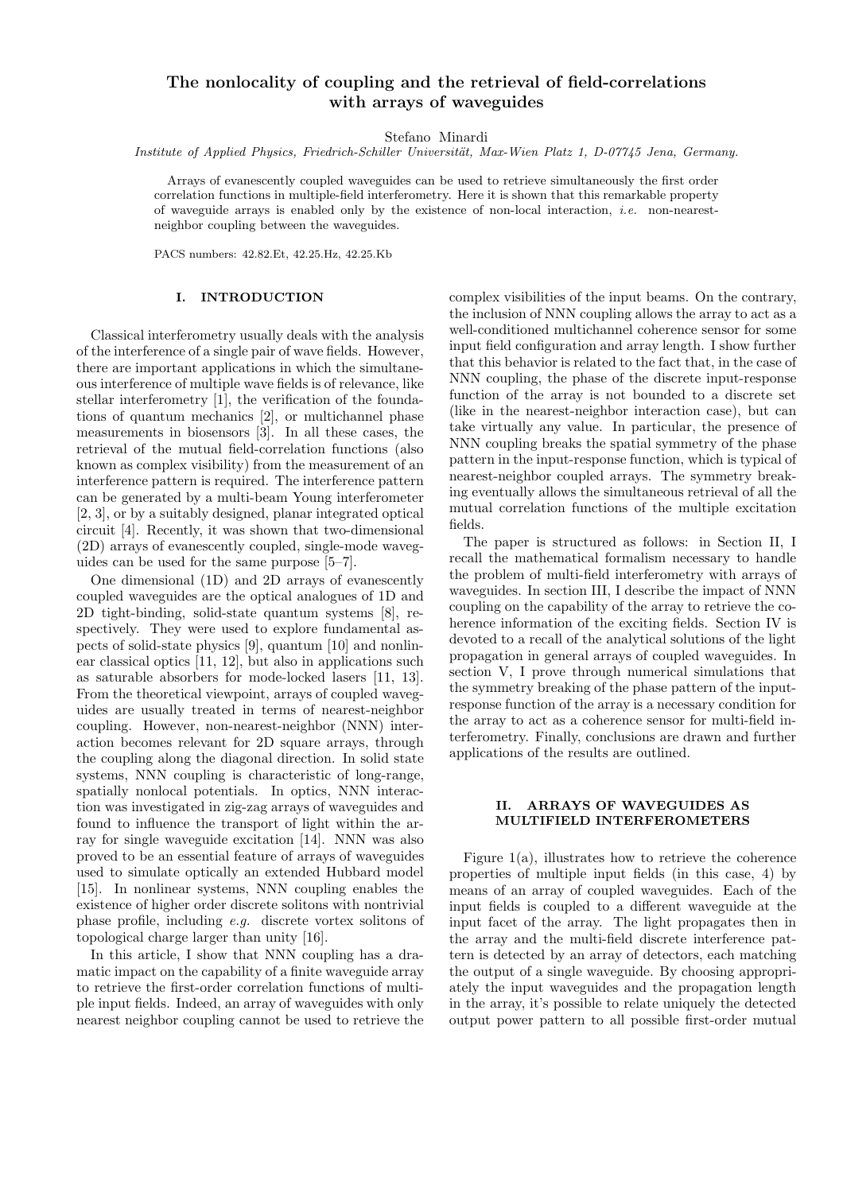#### The nonlocality of coupling and the retrieval of field-correlations with arrays of waveguides

Stefano Minardi

*Institute of Applied Physics, Friedrich-Schiller Universität, Max-Wien Platz 1, D-07745 Jena, Germany.*

Arrays of evanescently coupled waveguides can be used to retrieve simultaneously the first order correlation functions in multiple-field interferometry. Here it is shown that this remarkable property of waveguide arrays is enabled only by the existence of non-local interaction, *i.e.* non-nearest-neighbor coupling between the waveguides.

PACS numbers: 42.82.Et, 42.25.Hz, 42.25.Kb

## I. INTRODUCTION

Classical interferometry usually deals with the analysis of the interference of a single pair of wave fields. However, there are important applications in which the simultaneous interference of multiple wave fields is of relevance, like stellar interferometry [1], the verification of the foundations of quantum mechanics [2], or multichannel phase measurements in biosensors [3]. In all these cases, the retrieval of the mutual field-correlation functions (also known as complex visibility) from the measurement of an interference pattern is required. The interference pattern can be generated by a multi-beam Young interferometer [2, 3], or by a suitably designed, planar integrated optical circuit [4]. Recently, it was shown that two-dimensional (2D) arrays of evanescently coupled, single-mode waveguides can be used for the same purpose [5–7].

One dimensional (1D) and 2D arrays of evanescently coupled waveguides are the optical analogues of 1D and 2D tight-binding, solid-state quantum systems [8], respectively. They were used to explore fundamental aspects of solid-state physics [9], quantum [10] and nonlinear classical optics [11, 12], but also in applications such as saturable absorbers for mode-locked lasers [11, 13]. From the theoretical viewpoint, arrays of coupled waveguides are usually treated in terms of nearest-neighbor coupling. However, non-nearest-neighbor (NNN) interaction becomes relevant for 2D square arrays, through the coupling along the diagonal direction. In solid state systems, NNN coupling is characteristic of long-range, spatially nonlocal potentials. In optics, NNN interaction was investigated in zig-zag arrays of waveguides and found to influence the transport of light within the array for single waveguide excitation [14]. NNN was also proved to be an essential feature of arrays of waveguides used to simulate optically an extended Hubbard model [15]. In nonlinear systems, NNN coupling enables the existence of higher order discrete solitons with nontrivial phase profile, including *e.g.* discrete vortex solitons of topological charge larger than unity [16].

In this article, I show that NNN coupling has a dramatic impact on the capability of a finite waveguide array to retrieve the first-order correlation functions of multiple input fields. Indeed, an array of waveguides with only nearest neighbor coupling cannot be used to retrieve the complex visibilities of the input beams. On the contrary, the inclusion of NNN coupling allows the array to act as a well-conditioned multichannel coherence sensor for some input field configuration and array length. I show further that this behavior is related to the fact that, in the case of NNN coupling, the phase of the discrete input-response function of the array is not bounded to a discrete set (like in the nearest-neighbor interaction case), but can take virtually any value. In particular, the presence of NNN coupling breaks the spatial symmetry of the phase pattern in the input-response function, which is typical of nearest-neighbor coupled arrays. The symmetry breaking eventually allows the simultaneous retrieval of all the mutual correlation functions of the multiple excitation fields.

The paper is structured as follows: in Section II, I recall the mathematical formalism necessary to handle the problem of multi-field interferometry with arrays of waveguides. In section III, I describe the impact of NNN coupling on the capability of the array to retrieve the coherence information of the exciting fields. Section IV is devoted to a recall of the analytical solutions of the light propagation in general arrays of coupled waveguides. In section V, I prove through numerical simulations that the symmetry breaking of the phase pattern of the input-response function of the array is a necessary condition for the array to act as a coherence sensor for multi-field interferometry. Finally, conclusions are drawn and further applications of the results are outlined.

## II. ARRAYS OF WAVEGUIDES AS MULTIFIELD INTERFEROMETERS

Figure 1(a), illustrates how to retrieve the coherence properties of multiple input fields (in this case, 4) by means of an array of coupled waveguides. Each of the input fields is coupled to a different waveguide at the input facet of the array. The light propagates then in the array and the multi-field discrete interference pattern is detected by an array of detectors, each matching the output of a single waveguide. By choosing appropriately the input waveguides and the propagation length in the array, it's possible to relate uniquely the detected output power pattern to all possible first-order mutual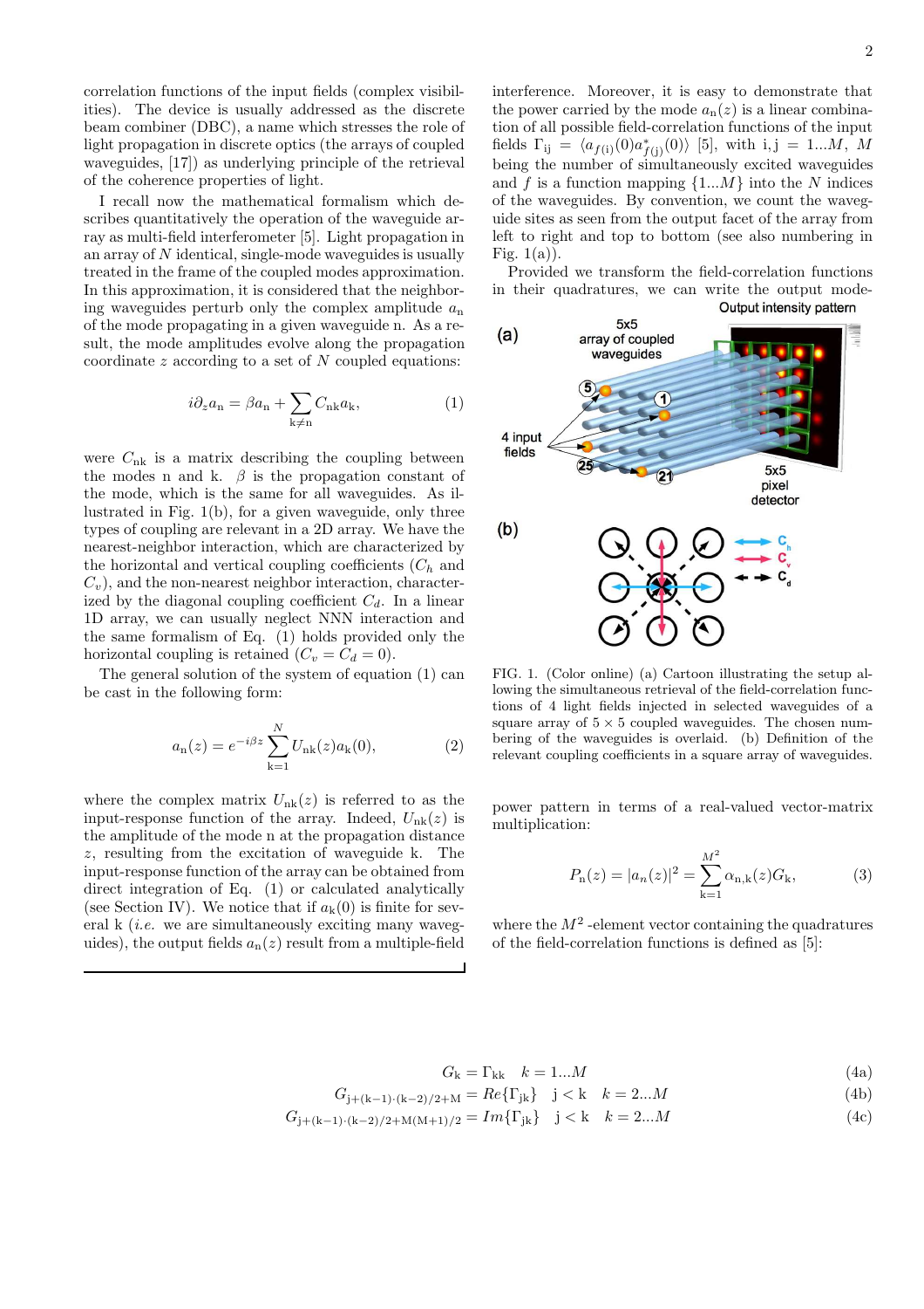correlation functions of the input fields (complex visibilities). The device is usually addressed as the discrete beam combiner (DBC), a name which stresses the role of light propagation in discrete optics (the arrays of coupled waveguides, [17]) as underlying principle of the retrieval of the coherence properties of light.

I recall now the mathematical formalism which describes quantitatively the operation of the waveguide array as multi-field interferometer [5]. Light propagation in an array of $N$ identical, single-mode waveguides is usually treated in the frame of the coupled modes approximation. In this approximation, it is considered that the neighboring waveguides perturb only the complex amplitude $a_{\rm n}$ of the mode propagating in a given waveguide n. As a result, the mode amplitudes evolve along the propagation coordinate $z$ according to a set of $N$ coupled equations:

$$i\partial_z a_{\rm n} = \beta a_{\rm n} + \sum_{\rm k \neq n} C_{\rm nk} a_{\rm k}, \tag{1}$$

were $C_{\rm nk}$ is a matrix describing the coupling between the modes n and k. $\beta$ is the propagation constant of the mode, which is the same for all waveguides. As illustrated in Fig. 1(b), for a given waveguide, only three types of coupling are relevant in a 2D array. We have the nearest-neighbor interaction, which are characterized by the horizontal and vertical coupling coefficients ($C_h$ and $C_v$), and the non-nearest neighbor interaction, characterized by the diagonal coupling coefficient $C_d$. In a linear 1D array, we can usually neglect NNN interaction and the same formalism of Eq. (1) holds provided only the horizontal coupling is retained ($C_v = C_d = 0$).

The general solution of the system of equation (1) can be cast in the following form:

$$a_{\rm n}(z) = e^{-i\beta z} \sum_{\rm k=1}^{N} U_{\rm nk}(z) a_{\rm k}(0), \tag{2}$$

where the complex matrix $U_{\rm nk}(z)$ is referred to as the input-response function of the array. Indeed, $U_{\rm nk}(z)$ is the amplitude of the mode n at the propagation distance $z$, resulting from the excitation of waveguide k. The input-response function of the array can be obtained from direct integration of Eq. (1) or calculated analytically (see Section IV). We notice that if $a_{\rm k}(0)$ is finite for several k (*i.e.* we are simultaneously exciting many waveguides), the output fields $a_{\rm n}(z)$ result from a multiple-field interference. Moreover, it is easy to demonstrate that the power carried by the mode $a_{\rm n}(z)$ is a linear combination of all possible field-correlation functions of the input fields $\Gamma_{\rm ij} = \langle a_{f(\rm i)}(0) a^*_{f(\rm j)}(0)\rangle$ [5], with i,j $= 1...M$, $M$ being the number of simultaneously excited waveguides and $f$ is a function mapping $\{1...M\}$ into the $N$ indices of the waveguides. By convention, we count the waveguide sites as seen from the output facet of the array from left to right and top to bottom (see also numbering in Fig. 1(a)).

FIG. 1. (Color online) (a) Cartoon illustrating the setup allowing the simultaneous retrieval of the field-correlation functions of 4 light fields injected in selected waveguides of a square array of $5 \times 5$ coupled waveguides. The chosen numbering of the waveguides is overlaid. (b) Definition of the relevant coupling coefficients in a square array of waveguides.

Provided we transform the field-correlation functions in their quadratures, we can write the output mode-power pattern in terms of a real-valued vector-matrix multiplication:

$$P_{\rm n}(z) = |a_n(z)|^2 = \sum_{\rm k=1}^{M^2} \alpha_{\rm n,k}(z) G_{\rm k}, \tag{3}$$

where the $M^2$ -element vector containing the quadratures of the field-correlation functions is defined as [5]:

$$G_{\rm k} = \Gamma_{\rm kk} \quad k = 1...M \tag{4a}$$

$$G_{\rm j+(k-1)\cdot(k-2)/2+M} = Re\{\Gamma_{\rm jk}\} \quad \rm j < k \quad \mathit{k} = 2...\mathit{M} \tag{4b}$$

$$G_{\rm j+(k-1)\cdot(k-2)/2+M(M+1)/2} = Im\{\Gamma_{\rm jk}\} \quad \rm j < k \quad \mathit{k} = 2...\mathit{M} \tag{4c}$$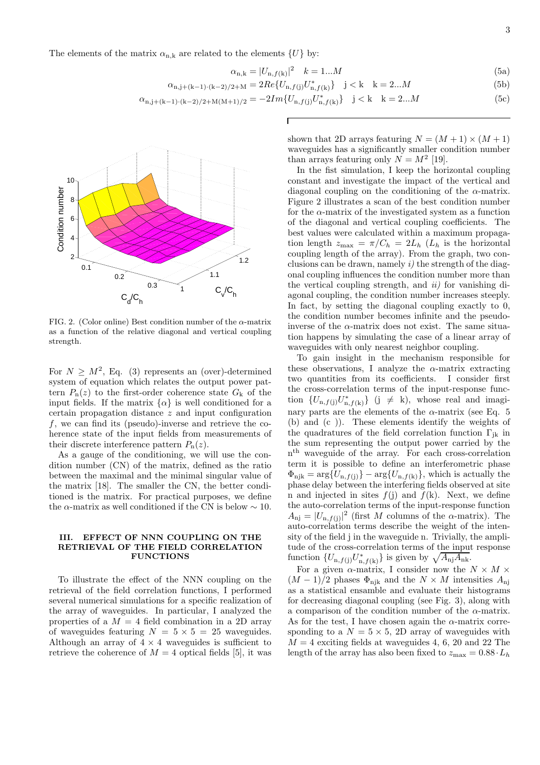The elements of the matrix $\alpha_{\mathrm{n,k}}$ are related to the elements $\{U\}$ by:

$$\alpha_{\mathrm{n,k}} = |U_{\mathrm{n},f(\mathrm{k})}|^2 \quad k = 1...M \tag{5a}$$

$$\alpha_{\mathrm{n,j+(k-1)\cdot(k-2)/2+M}} = 2Re\{U_{\mathrm{n},f(\mathrm{j})}U^*_{\mathrm{n},f(\mathrm{k})}\} \quad \mathrm{j} < \mathrm{k} \quad \mathrm{k} = 2...M \tag{5b}$$

$$\alpha_{\mathrm{n,j+(k-1)\cdot(k-2)/2+M(M+1)/2}} = -2Im\{U_{\mathrm{n},f(\mathrm{j})}U^*_{\mathrm{n},f(\mathrm{k})}\} \quad \mathrm{j} < \mathrm{k} \quad \mathrm{k} = 2...M \tag{5c}$$

FIG. 2. (Color online) Best condition number of the $\alpha$-matrix as a function of the relative diagonal and vertical coupling strength.

For $N \geq M^2$, Eq. (3) represents an (over)-determined system of equation which relates the output power pattern $P_{\mathrm{n}}(z)$ to the first-order coherence state $G_{\mathrm{k}}$ of the input fields. If the matrix $\{\alpha\}$ is well conditioned for a certain propagation distance $z$ and input configuration $f$, we can find its (pseudo)-inverse and retrieve the coherence state of the input fields from measurements of their discrete interference pattern $P_{\mathrm{n}}(z)$.

As a gauge of the conditioning, we will use the condition number (CN) of the matrix, defined as the ratio between the maximal and the minimal singular value of the matrix [18]. The smaller the CN, the better conditioned is the matrix. For practical purposes, we define the $\alpha$-matrix as well conditioned if the CN is below $\sim 10$.

## III. EFFECT OF NNN COUPLING ON THE RETRIEVAL OF THE FIELD CORRELATION FUNCTIONS

To illustrate the effect of the NNN coupling on the retrieval of the field correlation functions, I performed several numerical simulations for a specific realization of the array of waveguides. In particular, I analyzed the properties of a $M = 4$ field combination in a 2D array of waveguides featuring $N = 5 \times 5 = 25$ waveguides. Although an array of $4 \times 4$ waveguides is sufficient to retrieve the coherence of $M = 4$ optical fields [5], it was shown that 2D arrays featuring $N = (M+1) \times (M+1)$ waveguides has a significantly smaller condition number than arrays featuring only $N = M^2$ [19].

In the fist simulation, I keep the horizontal coupling constant and investigate the impact of the vertical and diagonal coupling on the conditioning of the $\alpha$-matrix. Figure 2 illustrates a scan of the best condition number for the $\alpha$-matrix of the investigated system as a function of the diagonal and vertical coupling coefficients. The best values were calculated within a maximum propagation length $z_{\max} = \pi/C_h = 2L_h$ ($L_h$ is the horizontal coupling length of the array). From the graph, two conclusions can be drawn, namely *i)* the strength of the diagonal coupling influences the condition number more than the vertical coupling strength, and *ii)* for vanishing diagonal coupling, the condition number increases steeply. In fact, by setting the diagonal coupling exactly to 0, the condition number becomes infinite and the pseudo-inverse of the $\alpha$-matrix does not exist. The same situation happens by simulating the case of a linear array of waveguides with only nearest neighbor coupling.

To gain insight in the mechanism responsible for these observations, I analyze the $\alpha$-matrix extracting two quantities from its coefficients. I consider first the cross-correlation terms of the input-response function $\{U_{\mathrm{n},f(\mathrm{j})}U^*_{\mathrm{n},f(\mathrm{k})}\}$ (j $\neq$ k), whose real and imaginary parts are the elements of the $\alpha$-matrix (see Eq. 5 (b) and (c) ). These elements identify the weights of the quadratures of the field correlation function $\Gamma_{\mathrm{jk}}$ in the sum representing the output power carried by the $\mathrm{n}^{\mathrm{th}}$ waveguide of the array. For each cross-correlation term it is possible to define an interferometric phase $\Phi_{\mathrm{njk}} = \arg\{U_{\mathrm{n},f(\mathrm{j})}\} - \arg\{U_{\mathrm{n},f(\mathrm{k})}\}$, which is actually the phase delay between the interfering fields observed at site n and injected in sites $f$(j) and $f$(k). Next, we define the auto-correlation terms of the input-response function $A_{\mathrm{nj}} = |U_{\mathrm{n},f(\mathrm{j})}|^2$ (first $M$ columns of the $\alpha$-matrix). The auto-correlation terms describe the weight of the intensity of the field j in the waveguide n. Trivially, the amplitude of the cross-correlation terms of the input response function $\{U_{\mathrm{n},f(\mathrm{j})}U^*_{\mathrm{n},f(\mathrm{k})}\}$ is given by $\sqrt{A_{\mathrm{nj}}A_{\mathrm{nk}}}$.

For a given $\alpha$-matrix, I consider now the $N \times M \times (M-1)/2$ phases $\Phi_{\mathrm{njk}}$ and the $N \times M$ intensities $A_{\mathrm{nj}}$ as a statistical ensamble and evaluate their histograms for decreasing diagonal coupling (see Fig. 3), along with a comparison of the condition number of the $\alpha$-matrix. As for the test, I have chosen again the $\alpha$-matrix corresponding to a $N = 5 \times 5$, 2D array of waveguides with $M = 4$ exciting fields at waveguides 4, 6, 20 and 22 The length of the array has also been fixed to $z_{\max} = 0.88 \cdot L_h$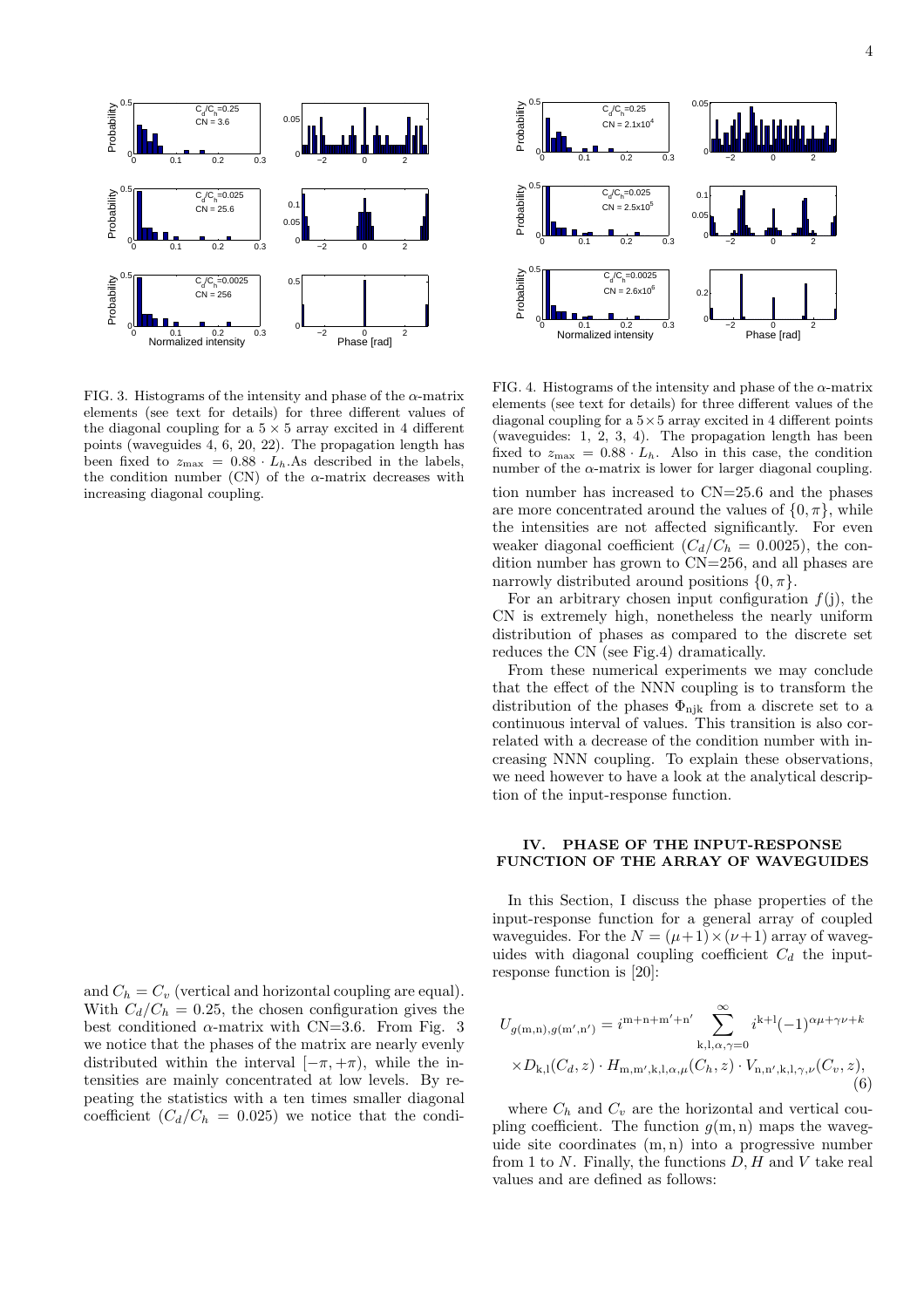FIG. 3. Histograms of the intensity and phase of the $\alpha$-matrix elements (see text for details) for three different values of the diagonal coupling for a $5 \times 5$ array excited in 4 different points (waveguides 4, 6, 20, 22). The propagation length has been fixed to $z_{\max} = 0.88 \cdot L_h$.As described in the labels, the condition number (CN) of the $\alpha$-matrix decreases with increasing diagonal coupling.

FIG. 4. Histograms of the intensity and phase of the $\alpha$-matrix elements (see text for details) for three different values of the diagonal coupling for a $5 \times 5$ array excited in 4 different points (waveguides: 1, 2, 3, 4). The propagation length has been fixed to $z_{\max} = 0.88 \cdot L_h$. Also in this case, the condition number of the $\alpha$-matrix is lower for larger diagonal coupling.

and $C_h = C_v$ (vertical and horizontal coupling are equal). With $C_d/C_h = 0.25$, the chosen configuration gives the best conditioned $\alpha$-matrix with CN=3.6. From Fig. 3 we notice that the phases of the matrix are nearly evenly distributed within the interval $[-\pi, +\pi)$, while the intensities are mainly concentrated at low levels. By repeating the statistics with a ten times smaller diagonal coefficient ($C_d/C_h = 0.025$) we notice that the condition number has increased to CN=25.6 and the phases are more concentrated around the values of $\{0, \pi\}$, while the intensities are not affected significantly. For even weaker diagonal coefficient ($C_d/C_h = 0.0025$), the condition number has grown to CN=256, and all phases are narrowly distributed around positions $\{0, \pi\}$.

For an arbitrary chosen input configuration $f(\mathrm{j})$, the CN is extremely high, nonetheless the nearly uniform distribution of phases as compared to the discrete set reduces the CN (see Fig.4) dramatically.

From these numerical experiments we may conclude that the effect of the NNN coupling is to transform the distribution of the phases $\Phi_{\mathrm{njk}}$ from a discrete set to a continuous interval of values. This transition is also correlated with a decrease of the condition number with increasing NNN coupling. To explain these observations, we need however to have a look at the analytical description of the input-response function.

## IV. PHASE OF THE INPUT-RESPONSE FUNCTION OF THE ARRAY OF WAVEGUIDES

In this Section, I discuss the phase properties of the input-response function for a general array of coupled waveguides. For the $N = (\mu+1) \times (\nu+1)$ array of waveguides with diagonal coupling coefficient $C_d$ the input-response function is [20]:

$$U_{g(\mathrm{m},\mathrm{n}),g(\mathrm{m}',\mathrm{n}')} = i^{\mathrm{m}+\mathrm{n}+\mathrm{m}'+\mathrm{n}'} \sum_{\mathrm{k},\mathrm{l},\alpha,\gamma=0}^{\infty} i^{\mathrm{k}+\mathrm{l}} (-1)^{\alpha\mu+\gamma\nu+k}$$
$$\times D_{\mathrm{k},\mathrm{l}}(C_d, z) \cdot H_{\mathrm{m},\mathrm{m}',\mathrm{k},\mathrm{l},\alpha,\mu}(C_h, z) \cdot V_{\mathrm{n},\mathrm{n}',\mathrm{k},\mathrm{l},\gamma,\nu}(C_v, z), \quad (6)$$

where $C_h$ and $C_v$ are the horizontal and vertical coupling coefficient. The function $g(\mathrm{m}, \mathrm{n})$ maps the waveguide site coordinates $(\mathrm{m}, \mathrm{n})$ into a progressive number from 1 to $N$. Finally, the functions $D, H$ and $V$ take real values and are defined as follows: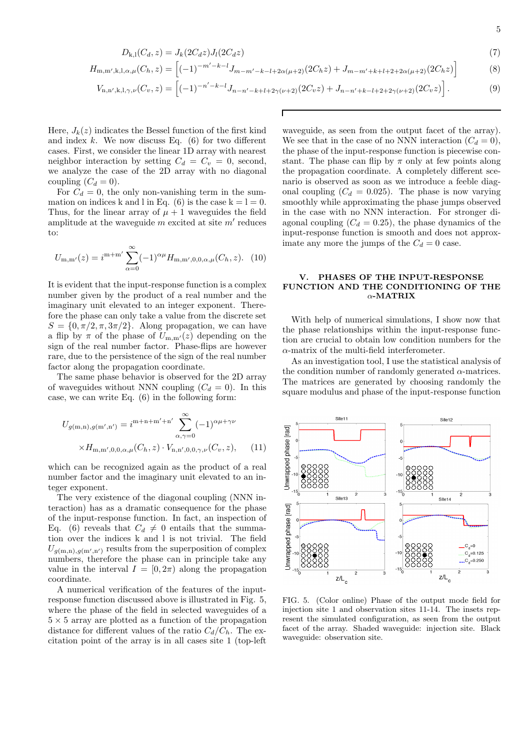$$D_{\mathrm{k,l}}(C_d, z) = J_k(2C_d z) J_l(2C_d z) \tag{7}$$

$$H_{\mathrm{m,m',k,l},\alpha,\mu}(C_h, z) = \left[(-1)^{-m'-k-l} J_{m-m'-k-l+2\alpha(\mu+2)}(2C_h z) + J_{m-m'+k+l+2+2\alpha(\mu+2)}(2C_h z)\right] \tag{8}$$

$$V_{\mathrm{n,n',k,l},\gamma,\nu}(C_v, z) = \left[(-1)^{-n'-k-l} J_{n-n'-k+l+2\gamma(\nu+2)}(2C_v z) + J_{n-n'+k-l+2+2\gamma(\nu+2)}(2C_v z)\right]. \tag{9}$$

Here, $J_k(z)$ indicates the Bessel function of the first kind and index $k$. We now discuss Eq. (6) for two different cases. First, we consider the linear 1D array with nearest neighbor interaction by setting $C_d = C_v = 0$, second, we analyze the case of the 2D array with no diagonal coupling ($C_d = 0$).

For $C_d = 0$, the only non-vanishing term in the summation on indices k and l in Eq. (6) is the case k = l = 0. Thus, for the linear array of $\mu + 1$ waveguides the field amplitude at the waveguide $m$ excited at site $m'$ reduces to:

$$U_{\mathrm{m,m'}}(z) = i^{\mathrm{m+m'}} \sum_{\alpha=0}^{\infty} (-1)^{\alpha\mu} H_{\mathrm{m,m'},0,0,\alpha,\mu}(C_h, z). \tag{10}$$

It is evident that the input-response function is a complex number given by the product of a real number and the imaginary unit elevated to an integer exponent. Therefore the phase can only take a value from the discrete set $S = \{0, \pi/2, \pi, 3\pi/2\}$. Along propagation, we can have a flip by $\pi$ of the phase of $U_{\mathrm{m,m'}}(z)$ depending on the sign of the real number factor. Phase-flips are however rare, due to the persistence of the sign of the real number factor along the propagation coordinate.

The same phase behavior is observed for the 2D array of waveguides without NNN coupling ($C_d = 0$). In this case, we can write Eq. (6) in the following form:

$$U_{g(\mathrm{m,n}),g(\mathrm{m',n'})} = i^{\mathrm{m+n+m'+n'}} \sum_{\alpha,\gamma=0}^{\infty} (-1)^{\alpha\mu+\gamma\nu} \times H_{\mathrm{m,m'},0,0,\alpha,\mu}(C_h, z) \cdot V_{\mathrm{n,n'},0,0,\gamma,\nu}(C_v, z), \tag{11}$$

which can be recognized again as the product of a real number factor and the imaginary unit elevated to an integer exponent.

The very existence of the diagonal coupling (NNN interaction) has as a dramatic consequence for the phase of the input-response function. In fact, an inspection of Eq. (6) reveals that $C_d \neq 0$ entails that the summation over the indices k and l is not trivial. The field $U_{g(\mathrm{m,n}),g(\mathrm{m',n'})}$ results from the superposition of complex numbers, therefore the phase can in principle take any value in the interval $I = [0, 2\pi)$ along the propagation coordinate.

A numerical verification of the features of the input-response function discussed above is illustrated in Fig. 5, where the phase of the field in selected waveguides of a $5 \times 5$ array are plotted as a function of the propagation distance for different values of the ratio $C_d/C_h$. The excitation point of the array is in all cases site 1 (top-left waveguide, as seen from the output facet of the array). We see that in the case of no NNN interaction ($C_d = 0$), the phase of the input-response function is piecewise constant. The phase can flip by $\pi$ only at few points along the propagation coordinate. A completely different scenario is observed as soon as we introduce a feeble diagonal coupling ($C_d = 0.025$). The phase is now varying smoothly while approximating the phase jumps observed in the case with no NNN interaction. For stronger diagonal coupling ($C_d = 0.25$), the phase dynamics of the input-response function is smooth and does not approximate any more the jumps of the $C_d = 0$ case.

## V. PHASES OF THE INPUT-RESPONSE FUNCTION AND THE CONDITIONING OF THE $\alpha$-MATRIX

With help of numerical simulations, I show now that the phase relationships within the input-response function are crucial to obtain low condition numbers for the $\alpha$-matrix of the multi-field interferometer.

As an investigation tool, I use the statistical analysis of the condition number of randomly generated $\alpha$-matrices. The matrices are generated by choosing randomly the square modulus and phase of the input-response function

FIG. 5. (Color online) Phase of the output mode field for injection site 1 and observation sites 11-14. The insets represent the simulated configuration, as seen from the output facet of the array. Shaded waveguide: injection site. Black waveguide: observation site.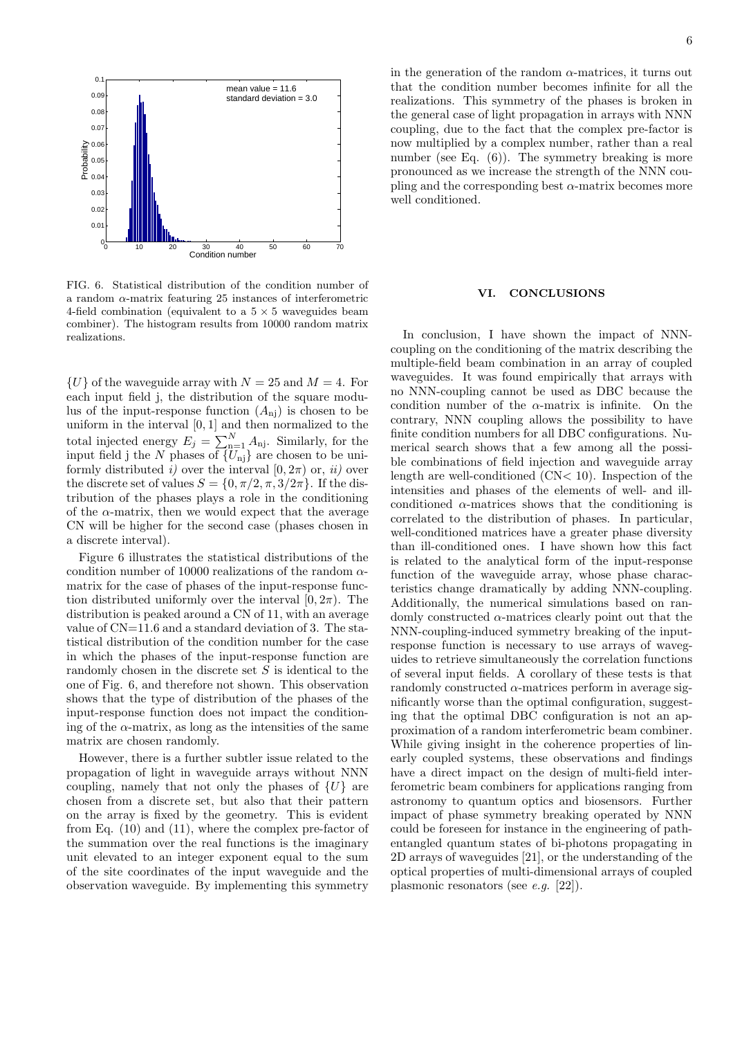FIG. 6. Statistical distribution of the condition number of a random $\alpha$-matrix featuring 25 instances of interferometric 4-field combination (equivalent to a $5 \times 5$ waveguides beam combiner). The histogram results from 10000 random matrix realizations.

$\{U\}$ of the waveguide array with $N = 25$ and $M = 4$. For each input field j, the distribution of the square modulus of the input-response function ($A_{\mathrm{nj}}$) is chosen to be uniform in the interval $[0, 1]$ and then normalized to the total injected energy $E_j = \sum_{\mathrm{n}=1}^{N} A_{\mathrm{nj}}$. Similarly, for the input field j the $N$ phases of $\{U_{\mathrm{nj}}\}$ are chosen to be uniformly distributed *i)* over the interval $[0, 2\pi)$ or, *ii)* over the discrete set of values $S = \{0, \pi/2, \pi, 3/2\pi\}$. If the distribution of the phases plays a role in the conditioning of the $\alpha$-matrix, then we would expect that the average CN will be higher for the second case (phases chosen in a discrete interval).

Figure 6 illustrates the statistical distributions of the condition number of 10000 realizations of the random $\alpha$-matrix for the case of phases of the input-response function distributed uniformly over the interval $[0, 2\pi)$. The distribution is peaked around a CN of 11, with an average value of CN=11.6 and a standard deviation of 3. The statistical distribution of the condition number for the case in which the phases of the input-response function are randomly chosen in the discrete set $S$ is identical to the one of Fig. 6, and therefore not shown. This observation shows that the type of distribution of the phases of the input-response function does not impact the conditioning of the $\alpha$-matrix, as long as the intensities of the same matrix are chosen randomly.

However, there is a further subtler issue related to the propagation of light in waveguide arrays without NNN coupling, namely that not only the phases of $\{U\}$ are chosen from a discrete set, but also that their pattern on the array is fixed by the geometry. This is evident from Eq. (10) and (11), where the complex pre-factor of the summation over the real functions is the imaginary unit elevated to an integer exponent equal to the sum of the site coordinates of the input waveguide and the observation waveguide. By implementing this symmetry in the generation of the random $\alpha$-matrices, it turns out that the condition number becomes infinite for all the realizations. This symmetry of the phases is broken in the general case of light propagation in arrays with NNN coupling, due to the fact that the complex pre-factor is now multiplied by a complex number, rather than a real number (see Eq. (6)). The symmetry breaking is more pronounced as we increase the strength of the NNN coupling and the corresponding best $\alpha$-matrix becomes more well conditioned.

## VI. CONCLUSIONS

In conclusion, I have shown the impact of NNN-coupling on the conditioning of the matrix describing the multiple-field beam combination in an array of coupled waveguides. It was found empirically that arrays with no NNN-coupling cannot be used as DBC because the condition number of the $\alpha$-matrix is infinite. On the contrary, NNN coupling allows the possibility to have finite condition numbers for all DBC configurations. Numerical search shows that a few among all the possible combinations of field injection and waveguide array length are well-conditioned (CN< 10). Inspection of the intensities and phases of the elements of well- and ill-conditioned $\alpha$-matrices shows that the conditioning is correlated to the distribution of phases. In particular, well-conditioned matrices have a greater phase diversity than ill-conditioned ones. I have shown how this fact is related to the analytical form of the input-response function of the waveguide array, whose phase characteristics change dramatically by adding NNN-coupling. Additionally, the numerical simulations based on randomly constructed $\alpha$-matrices clearly point out that the NNN-coupling-induced symmetry breaking of the input-response function is necessary to use arrays of waveguides to retrieve simultaneously the correlation functions of several input fields. A corollary of these tests is that randomly constructed $\alpha$-matrices perform in average significantly worse than the optimal configuration, suggesting that the optimal DBC configuration is not an approximation of a random interferometric beam combiner. While giving insight in the coherence properties of linearly coupled systems, these observations and findings have a direct impact on the design of multi-field interferometric beam combiners for applications ranging from astronomy to quantum optics and biosensors. Further impact of phase symmetry breaking operated by NNN could be foreseen for instance in the engineering of path-entangled quantum states of bi-photons propagating in 2D arrays of waveguides [21], or the understanding of the optical properties of multi-dimensional arrays of coupled plasmonic resonators (see *e.g.* [22]).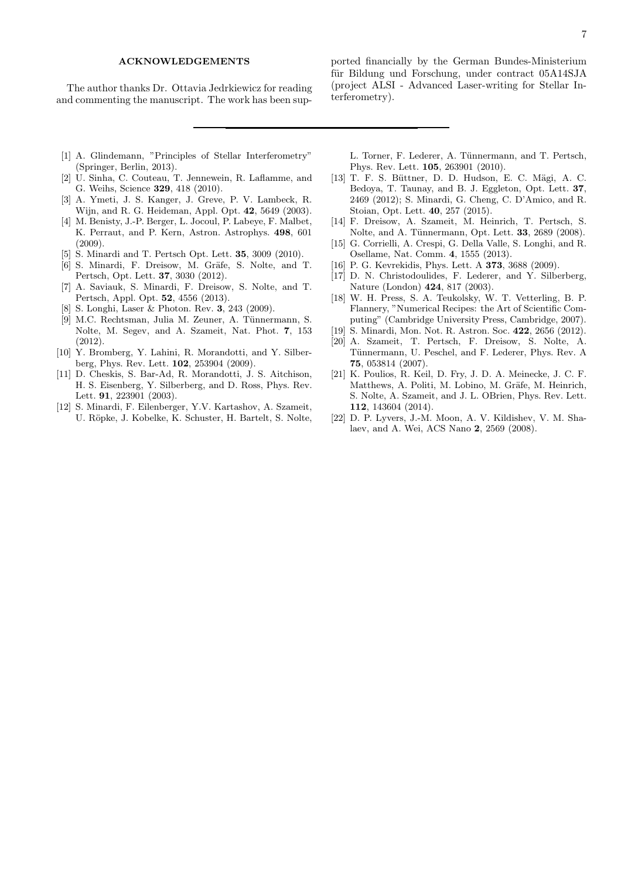## ACKNOWLEDGEMENTS

The author thanks Dr. Ottavia Jedrkiewicz for reading and commenting the manuscript. The work has been supported financially by the German Bundes-Ministerium für Bildung und Forschung, under contract 05A14SJA (project ALSI - Advanced Laser-writing for Stellar Interferometry).

---

[1] A. Glindemann, "Principles of Stellar Interferometry" (Springer, Berlin, 2013).

[2] U. Sinha, C. Couteau, T. Jennewein, R. Laflamme, and G. Weihs, Science **329**, 418 (2010).

[3] A. Ymeti, J. S. Kanger, J. Greve, P. V. Lambeck, R. Wijn, and R. G. Heideman, Appl. Opt. **42**, 5649 (2003).

[4] M. Benisty, J.-P. Berger, L. Jocoul, P. Labeye, F. Malbet, K. Perraut, and P. Kern, Astron. Astrophys. **498**, 601 (2009).

[5] S. Minardi and T. Pertsch Opt. Lett. **35**, 3009 (2010).

[6] S. Minardi, F. Dreisow, M. Gräfe, S. Nolte, and T. Pertsch, Opt. Lett. **37**, 3030 (2012).

[7] A. Saviauk, S. Minardi, F. Dreisow, S. Nolte, and T. Pertsch, Appl. Opt. **52**, 4556 (2013).

[8] S. Longhi, Laser & Photon. Rev. **3**, 243 (2009).

[9] M.C. Rechtsman, Julia M. Zeuner, A. Tünnermann, S. Nolte, M. Segev, and A. Szameit, Nat. Phot. **7**, 153 (2012).

[10] Y. Bromberg, Y. Lahini, R. Morandotti, and Y. Silberberg, Phys. Rev. Lett. **102**, 253904 (2009).

[11] D. Cheskis, S. Bar-Ad, R. Morandotti, J. S. Aitchison, H. S. Eisenberg, Y. Silberberg, and D. Ross, Phys. Rev. Lett. **91**, 223901 (2003).

[12] S. Minardi, F. Eilenberger, Y.V. Kartashov, A. Szameit, U. Röpke, J. Kobelke, K. Schuster, H. Bartelt, S. Nolte, L. Torner, F. Lederer, A. Tünnermann, and T. Pertsch, Phys. Rev. Lett. **105**, 263901 (2010).

[13] T. F. S. Büttner, D. D. Hudson, E. C. Mägi, A. C. Bedoya, T. Taunay, and B. J. Eggleton, Opt. Lett. **37**, 2469 (2012); S. Minardi, G. Cheng, C. D'Amico, and R. Stoian, Opt. Lett. **40**, 257 (2015).

[14] F. Dreisow, A. Szameit, M. Heinrich, T. Pertsch, S. Nolte, and A. Tünnermann, Opt. Lett. **33**, 2689 (2008).

[15] G. Corrielli, A. Crespi, G. Della Valle, S. Longhi, and R. Osellame, Nat. Comm. **4**, 1555 (2013).

[16] P. G. Kevrekidis, Phys. Lett. A **373**, 3688 (2009).

[17] D. N. Christodoulides, F. Lederer, and Y. Silberberg, Nature (London) **424**, 817 (2003).

[18] W. H. Press, S. A. Teukolsky, W. T. Vetterling, B. P. Flannery, "Numerical Recipes: the Art of Scientific Computing" (Cambridge University Press, Cambridge, 2007).

[19] S. Minardi, Mon. Not. R. Astron. Soc. **422**, 2656 (2012).

[20] A. Szameit, T. Pertsch, F. Dreisow, S. Nolte, A. Tünnermann, U. Peschel, and F. Lederer, Phys. Rev. A **75**, 053814 (2007).

[21] K. Poulios, R. Keil, D. Fry, J. D. A. Meinecke, J. C. F. Matthews, A. Politi, M. Lobino, M. Gräfe, M. Heinrich, S. Nolte, A. Szameit, and J. L. OBrien, Phys. Rev. Lett. **112**, 143604 (2014).

[22] D. P. Lyvers, J.-M. Moon, A. V. Kildishev, V. M. Shalaev, and A. Wei, ACS Nano **2**, 2569 (2008).